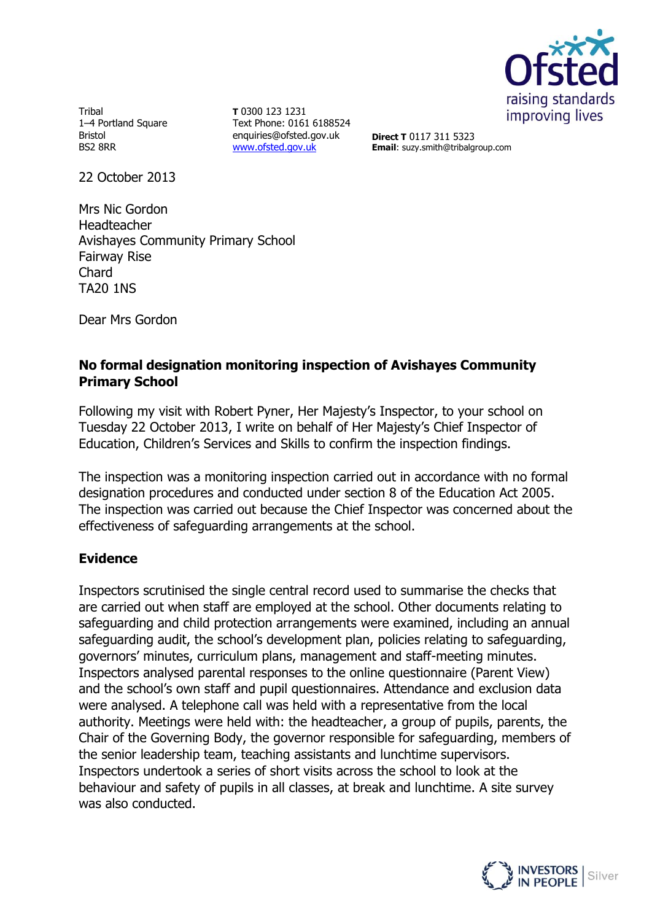Tribal
1–4 Portland Square
Bristol
BS2 8RR

**T** 0300 123 1231
Text Phone: 0161 6188524
enquiries@ofsted.gov.uk
www.ofsted.gov.uk

**Direct T** 0117 311 5323
**Email**: suzy.smith@tribalgroup.com

22 October 2013

Mrs Nic Gordon
Headteacher
Avishayes Community Primary School
Fairway Rise
Chard
TA20 1NS

Dear Mrs Gordon

**No formal designation monitoring inspection of Avishayes Community Primary School**

Following my visit with Robert Pyner, Her Majesty's Inspector, to your school on Tuesday 22 October 2013, I write on behalf of Her Majesty's Chief Inspector of Education, Children's Services and Skills to confirm the inspection findings.

The inspection was a monitoring inspection carried out in accordance with no formal designation procedures and conducted under section 8 of the Education Act 2005. The inspection was carried out because the Chief Inspector was concerned about the effectiveness of safeguarding arrangements at the school.

## Evidence

Inspectors scrutinised the single central record used to summarise the checks that are carried out when staff are employed at the school. Other documents relating to safeguarding and child protection arrangements were examined, including an annual safeguarding audit, the school's development plan, policies relating to safeguarding, governors' minutes, curriculum plans, management and staff-meeting minutes. Inspectors analysed parental responses to the online questionnaire (Parent View) and the school's own staff and pupil questionnaires. Attendance and exclusion data were analysed. A telephone call was held with a representative from the local authority. Meetings were held with: the headteacher, a group of pupils, parents, the Chair of the Governing Body, the governor responsible for safeguarding, members of the senior leadership team, teaching assistants and lunchtime supervisors. Inspectors undertook a series of short visits across the school to look at the behaviour and safety of pupils in all classes, at break and lunchtime. A site survey was also conducted.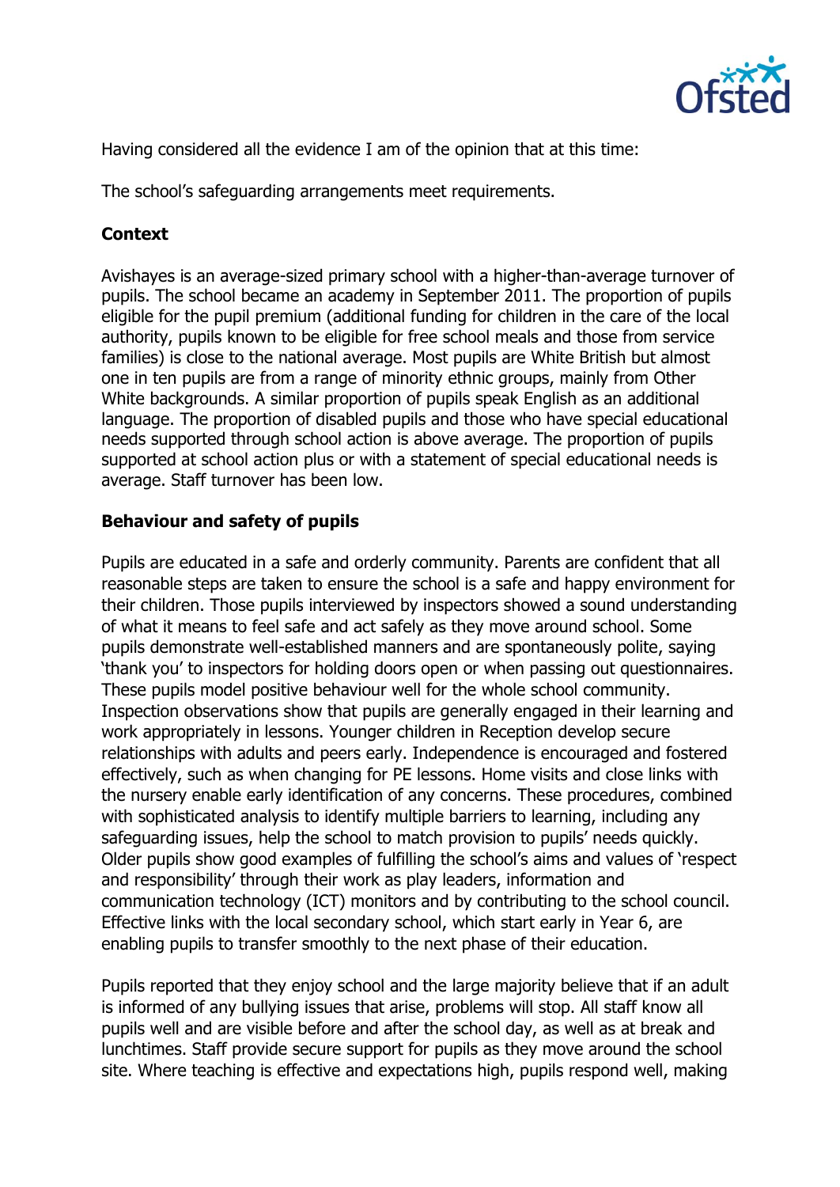Having considered all the evidence I am of the opinion that at this time:

The school's safeguarding arrangements meet requirements.

**Context**

Avishayes is an average-sized primary school with a higher-than-average turnover of pupils. The school became an academy in September 2011. The proportion of pupils eligible for the pupil premium (additional funding for children in the care of the local authority, pupils known to be eligible for free school meals and those from service families) is close to the national average. Most pupils are White British but almost one in ten pupils are from a range of minority ethnic groups, mainly from Other White backgrounds. A similar proportion of pupils speak English as an additional language. The proportion of disabled pupils and those who have special educational needs supported through school action is above average. The proportion of pupils supported at school action plus or with a statement of special educational needs is average. Staff turnover has been low.

**Behaviour and safety of pupils**

Pupils are educated in a safe and orderly community. Parents are confident that all reasonable steps are taken to ensure the school is a safe and happy environment for their children. Those pupils interviewed by inspectors showed a sound understanding of what it means to feel safe and act safely as they move around school. Some pupils demonstrate well-established manners and are spontaneously polite, saying 'thank you' to inspectors for holding doors open or when passing out questionnaires. These pupils model positive behaviour well for the whole school community. Inspection observations show that pupils are generally engaged in their learning and work appropriately in lessons. Younger children in Reception develop secure relationships with adults and peers early. Independence is encouraged and fostered effectively, such as when changing for PE lessons. Home visits and close links with the nursery enable early identification of any concerns. These procedures, combined with sophisticated analysis to identify multiple barriers to learning, including any safeguarding issues, help the school to match provision to pupils' needs quickly. Older pupils show good examples of fulfilling the school's aims and values of 'respect and responsibility' through their work as play leaders, information and communication technology (ICT) monitors and by contributing to the school council. Effective links with the local secondary school, which start early in Year 6, are enabling pupils to transfer smoothly to the next phase of their education.

Pupils reported that they enjoy school and the large majority believe that if an adult is informed of any bullying issues that arise, problems will stop. All staff know all pupils well and are visible before and after the school day, as well as at break and lunchtimes. Staff provide secure support for pupils as they move around the school site. Where teaching is effective and expectations high, pupils respond well, making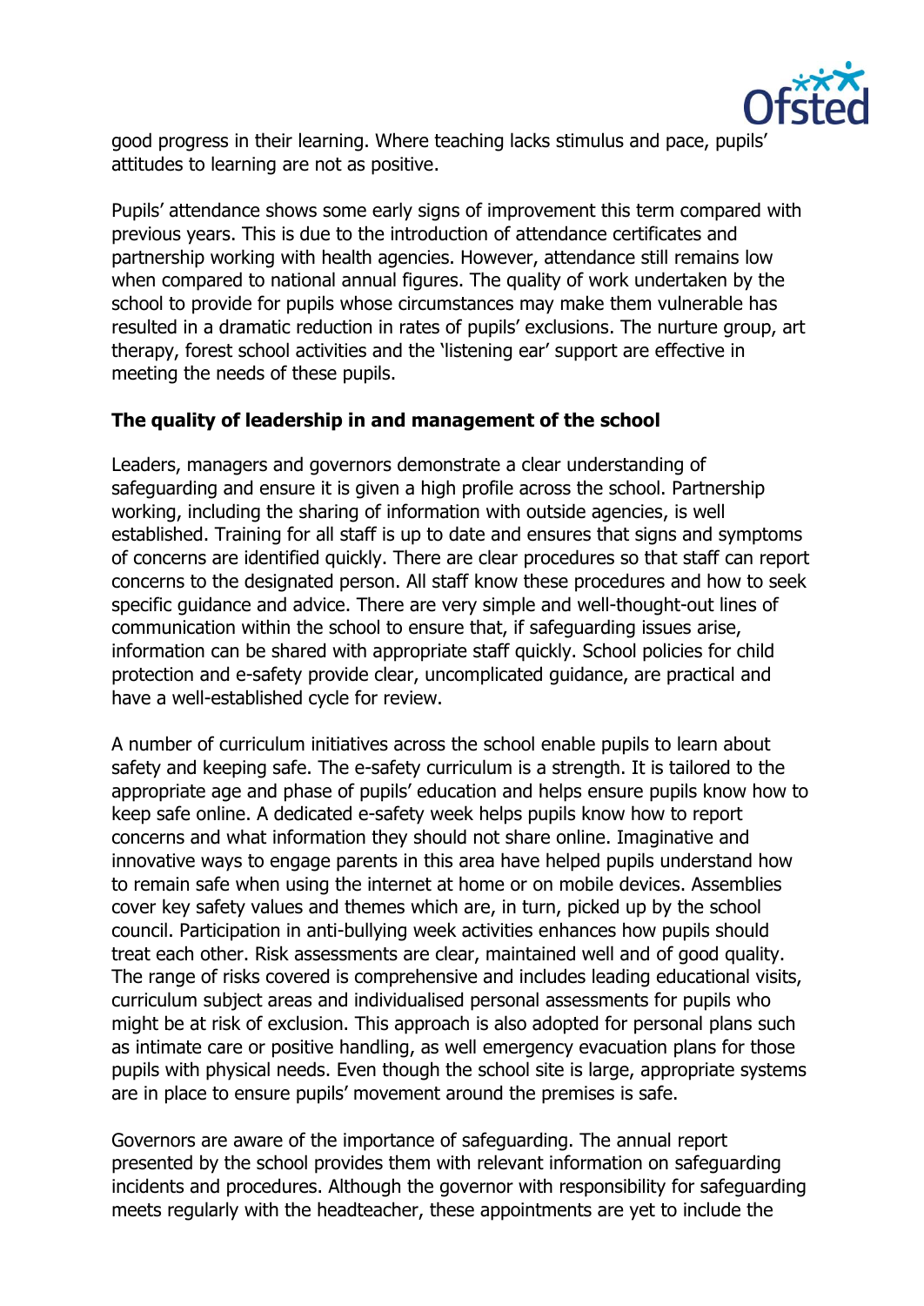good progress in their learning. Where teaching lacks stimulus and pace, pupils' attitudes to learning are not as positive.

Pupils' attendance shows some early signs of improvement this term compared with previous years. This is due to the introduction of attendance certificates and partnership working with health agencies. However, attendance still remains low when compared to national annual figures. The quality of work undertaken by the school to provide for pupils whose circumstances may make them vulnerable has resulted in a dramatic reduction in rates of pupils' exclusions. The nurture group, art therapy, forest school activities and the 'listening ear' support are effective in meeting the needs of these pupils.

**The quality of leadership in and management of the school**

Leaders, managers and governors demonstrate a clear understanding of safeguarding and ensure it is given a high profile across the school. Partnership working, including the sharing of information with outside agencies, is well established. Training for all staff is up to date and ensures that signs and symptoms of concerns are identified quickly. There are clear procedures so that staff can report concerns to the designated person. All staff know these procedures and how to seek specific guidance and advice. There are very simple and well-thought-out lines of communication within the school to ensure that, if safeguarding issues arise, information can be shared with appropriate staff quickly. School policies for child protection and e-safety provide clear, uncomplicated guidance, are practical and have a well-established cycle for review.

A number of curriculum initiatives across the school enable pupils to learn about safety and keeping safe. The e-safety curriculum is a strength. It is tailored to the appropriate age and phase of pupils' education and helps ensure pupils know how to keep safe online. A dedicated e-safety week helps pupils know how to report concerns and what information they should not share online. Imaginative and innovative ways to engage parents in this area have helped pupils understand how to remain safe when using the internet at home or on mobile devices. Assemblies cover key safety values and themes which are, in turn, picked up by the school council. Participation in anti-bullying week activities enhances how pupils should treat each other. Risk assessments are clear, maintained well and of good quality. The range of risks covered is comprehensive and includes leading educational visits, curriculum subject areas and individualised personal assessments for pupils who might be at risk of exclusion. This approach is also adopted for personal plans such as intimate care or positive handling, as well emergency evacuation plans for those pupils with physical needs. Even though the school site is large, appropriate systems are in place to ensure pupils' movement around the premises is safe.

Governors are aware of the importance of safeguarding. The annual report presented by the school provides them with relevant information on safeguarding incidents and procedures. Although the governor with responsibility for safeguarding meets regularly with the headteacher, these appointments are yet to include the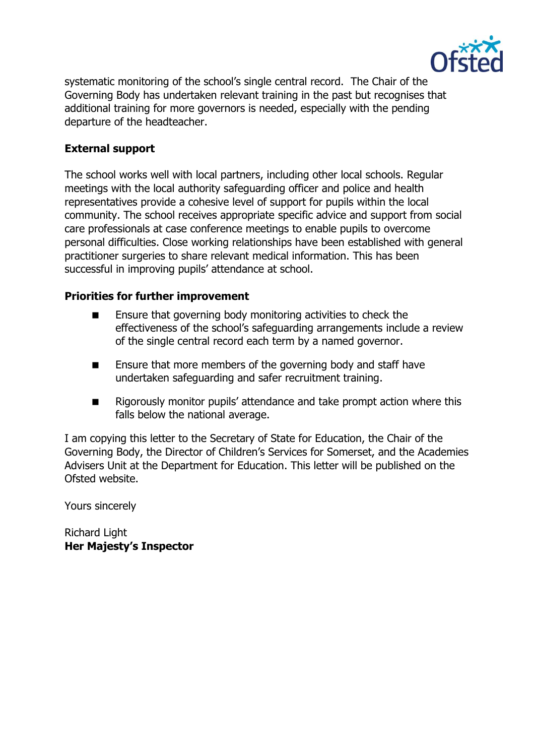systematic monitoring of the school's single central record. The Chair of the Governing Body has undertaken relevant training in the past but recognises that additional training for more governors is needed, especially with the pending departure of the headteacher.

**External support**

The school works well with local partners, including other local schools. Regular meetings with the local authority safeguarding officer and police and health representatives provide a cohesive level of support for pupils within the local community. The school receives appropriate specific advice and support from social care professionals at case conference meetings to enable pupils to overcome personal difficulties. Close working relationships have been established with general practitioner surgeries to share relevant medical information. This has been successful in improving pupils' attendance at school.

**Priorities for further improvement**

- Ensure that governing body monitoring activities to check the effectiveness of the school's safeguarding arrangements include a review of the single central record each term by a named governor.
- Ensure that more members of the governing body and staff have undertaken safeguarding and safer recruitment training.
- Rigorously monitor pupils' attendance and take prompt action where this falls below the national average.

I am copying this letter to the Secretary of State for Education, the Chair of the Governing Body, the Director of Children's Services for Somerset, and the Academies Advisers Unit at the Department for Education. This letter will be published on the Ofsted website.

Yours sincerely

Richard Light
**Her Majesty's Inspector**